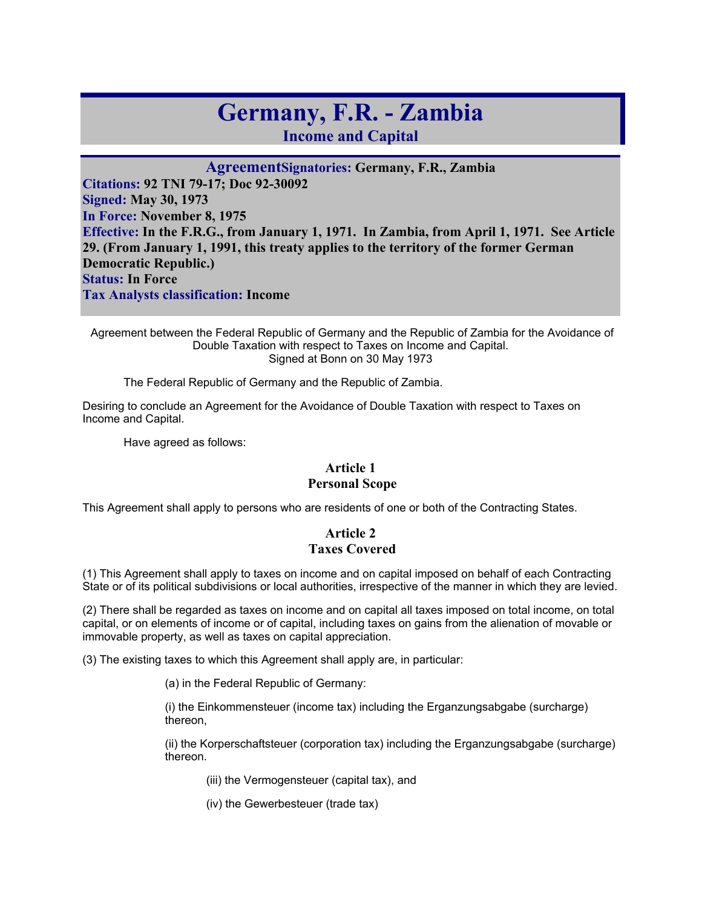# Germany, F.R. - Zambia

## Income and Capital

**Agreement** **Signatories:** **Germany, F.R., Zambia**
**Citations:** **92 TNI 79-17; Doc 92-30092**
**Signed:** **May 30, 1973**
**In Force:** **November 8, 1975**
**Effective:** **In the F.R.G., from January 1, 1971. In Zambia, from April 1, 1971. See Article 29. (From January 1, 1991, this treaty applies to the territory of the former German Democratic Republic.)**
**Status:** **In Force**
**Tax Analysts classification:** **Income**

Agreement between the Federal Republic of Germany and the Republic of Zambia for the Avoidance of Double Taxation with respect to Taxes on Income and Capital.
Signed at Bonn on 30 May 1973

The Federal Republic of Germany and the Republic of Zambia.

Desiring to conclude an Agreement for the Avoidance of Double Taxation with respect to Taxes on Income and Capital.

Have agreed as follows:

### Article 1
### Personal Scope

This Agreement shall apply to persons who are residents of one or both of the Contracting States.

### Article 2
### Taxes Covered

(1) This Agreement shall apply to taxes on income and on capital imposed on behalf of each Contracting State or of its political subdivisions or local authorities, irrespective of the manner in which they are levied.

(2) There shall be regarded as taxes on income and on capital all taxes imposed on total income, on total capital, or on elements of income or of capital, including taxes on gains from the alienation of movable or immovable property, as well as taxes on capital appreciation.

(3) The existing taxes to which this Agreement shall apply are, in particular:

(a) in the Federal Republic of Germany:

(i) the Einkommensteuer (income tax) including the Erganzungsabgabe (surcharge) thereon,

(ii) the Korperschaftsteuer (corporation tax) including the Erganzungsabgabe (surcharge) thereon.

(iii) the Vermogensteuer (capital tax), and

(iv) the Gewerbesteuer (trade tax)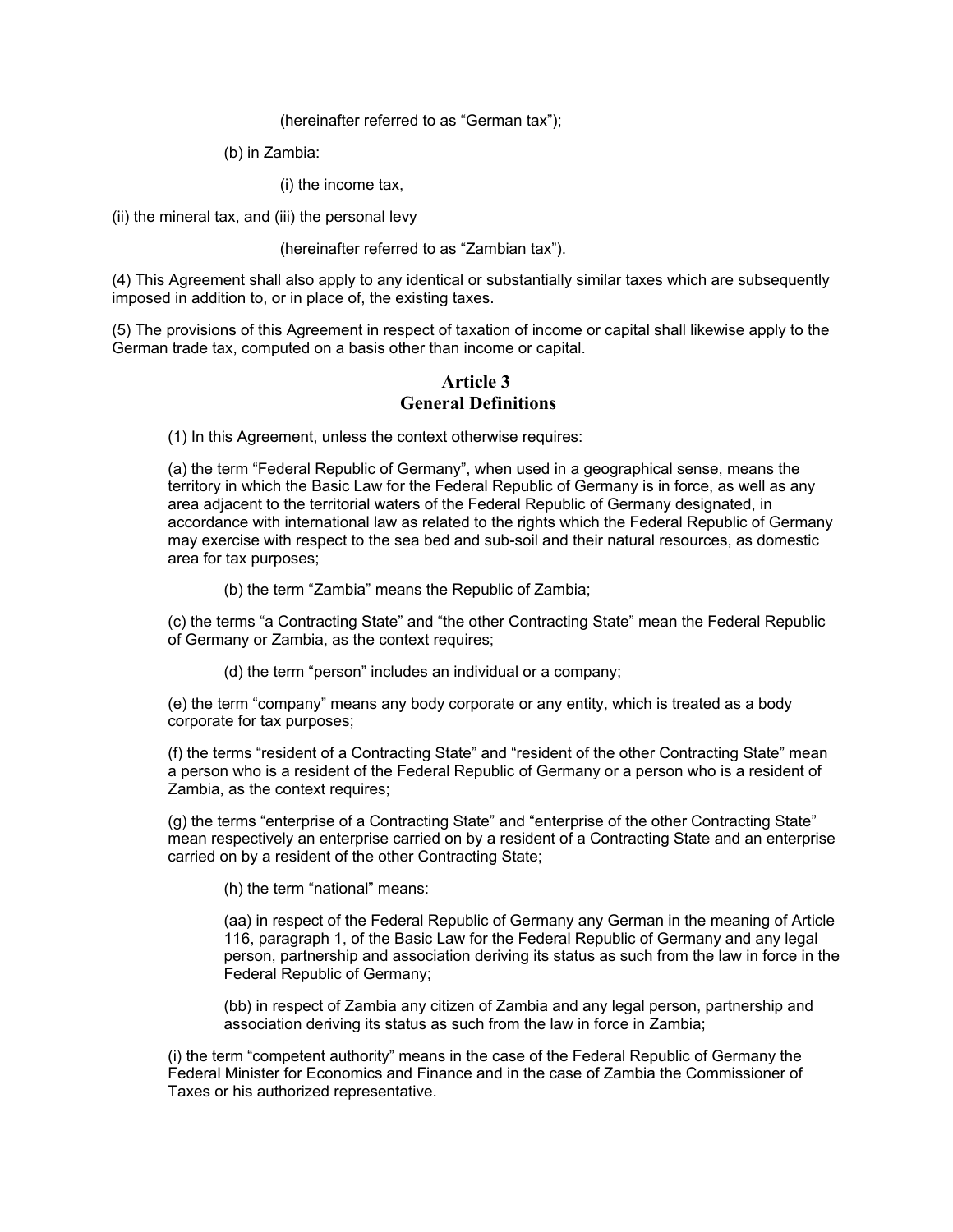(hereinafter referred to as "German tax");

(b) in Zambia:

(i) the income tax,

(ii) the mineral tax, and (iii) the personal levy

(hereinafter referred to as "Zambian tax").

(4) This Agreement shall also apply to any identical or substantially similar taxes which are subsequently imposed in addition to, or in place of, the existing taxes.

(5) The provisions of this Agreement in respect of taxation of income or capital shall likewise apply to the German trade tax, computed on a basis other than income or capital.

## Article 3
## General Definitions

(1) In this Agreement, unless the context otherwise requires:

(a) the term "Federal Republic of Germany", when used in a geographical sense, means the territory in which the Basic Law for the Federal Republic of Germany is in force, as well as any area adjacent to the territorial waters of the Federal Republic of Germany designated, in accordance with international law as related to the rights which the Federal Republic of Germany may exercise with respect to the sea bed and sub-soil and their natural resources, as domestic area for tax purposes;

(b) the term "Zambia" means the Republic of Zambia;

(c) the terms "a Contracting State" and "the other Contracting State" mean the Federal Republic of Germany or Zambia, as the context requires;

(d) the term "person" includes an individual or a company;

(e) the term "company" means any body corporate or any entity, which is treated as a body corporate for tax purposes;

(f) the terms "resident of a Contracting State" and "resident of the other Contracting State" mean a person who is a resident of the Federal Republic of Germany or a person who is a resident of Zambia, as the context requires;

(g) the terms "enterprise of a Contracting State" and "enterprise of the other Contracting State" mean respectively an enterprise carried on by a resident of a Contracting State and an enterprise carried on by a resident of the other Contracting State;

(h) the term "national" means:

(aa) in respect of the Federal Republic of Germany any German in the meaning of Article 116, paragraph 1, of the Basic Law for the Federal Republic of Germany and any legal person, partnership and association deriving its status as such from the law in force in the Federal Republic of Germany;

(bb) in respect of Zambia any citizen of Zambia and any legal person, partnership and association deriving its status as such from the law in force in Zambia;

(i) the term "competent authority" means in the case of the Federal Republic of Germany the Federal Minister for Economics and Finance and in the case of Zambia the Commissioner of Taxes or his authorized representative.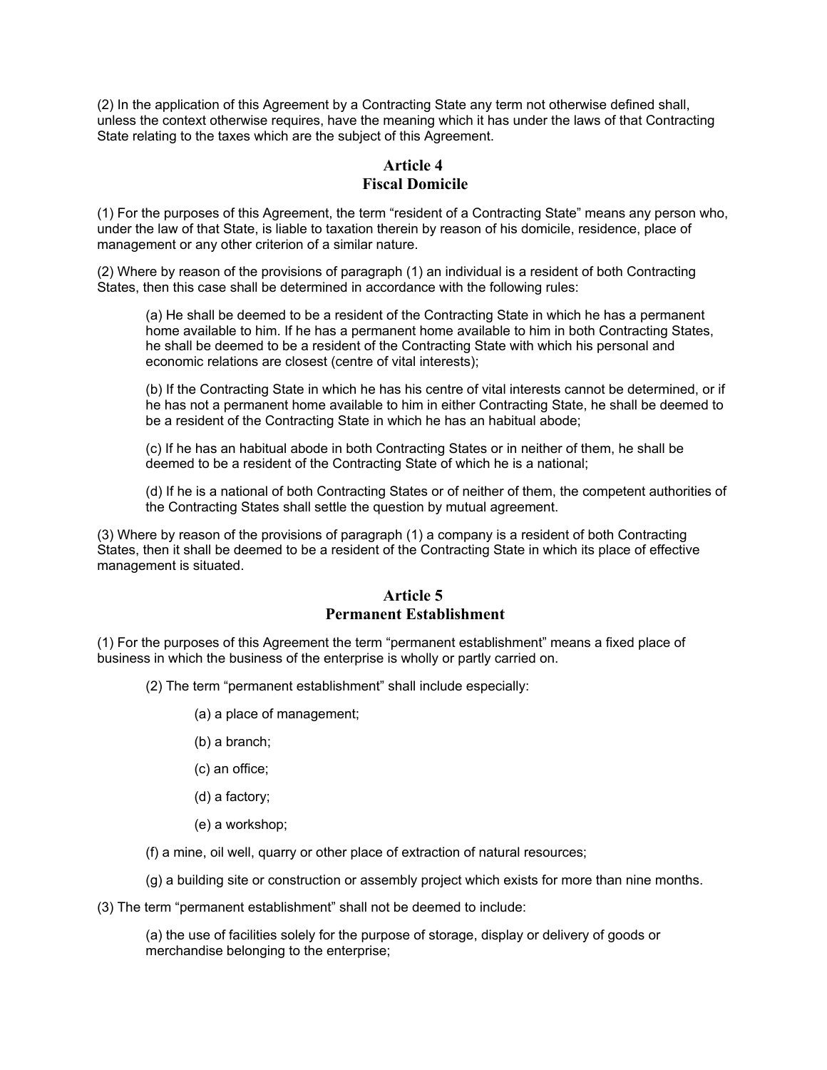(2) In the application of this Agreement by a Contracting State any term not otherwise defined shall, unless the context otherwise requires, have the meaning which it has under the laws of that Contracting State relating to the taxes which are the subject of this Agreement.

## Article 4
## Fiscal Domicile

(1) For the purposes of this Agreement, the term "resident of a Contracting State" means any person who, under the law of that State, is liable to taxation therein by reason of his domicile, residence, place of management or any other criterion of a similar nature.

(2) Where by reason of the provisions of paragraph (1) an individual is a resident of both Contracting States, then this case shall be determined in accordance with the following rules:

> (a) He shall be deemed to be a resident of the Contracting State in which he has a permanent home available to him. If he has a permanent home available to him in both Contracting States, he shall be deemed to be a resident of the Contracting State with which his personal and economic relations are closest (centre of vital interests);
>
> (b) If the Contracting State in which he has his centre of vital interests cannot be determined, or if he has not a permanent home available to him in either Contracting State, he shall be deemed to be a resident of the Contracting State in which he has an habitual abode;
>
> (c) If he has an habitual abode in both Contracting States or in neither of them, he shall be deemed to be a resident of the Contracting State of which he is a national;
>
> (d) If he is a national of both Contracting States or of neither of them, the competent authorities of the Contracting States shall settle the question by mutual agreement.

(3) Where by reason of the provisions of paragraph (1) a company is a resident of both Contracting States, then it shall be deemed to be a resident of the Contracting State in which its place of effective management is situated.

## Article 5
## Permanent Establishment

(1) For the purposes of this Agreement the term "permanent establishment" means a fixed place of business in which the business of the enterprise is wholly or partly carried on.

(2) The term "permanent establishment" shall include especially:

- (a) a place of management;
- (b) a branch;
- (c) an office;
- (d) a factory;
- (e) a workshop;
- (f) a mine, oil well, quarry or other place of extraction of natural resources;
- (g) a building site or construction or assembly project which exists for more than nine months.

(3) The term "permanent establishment" shall not be deemed to include:

> (a) the use of facilities solely for the purpose of storage, display or delivery of goods or merchandise belonging to the enterprise;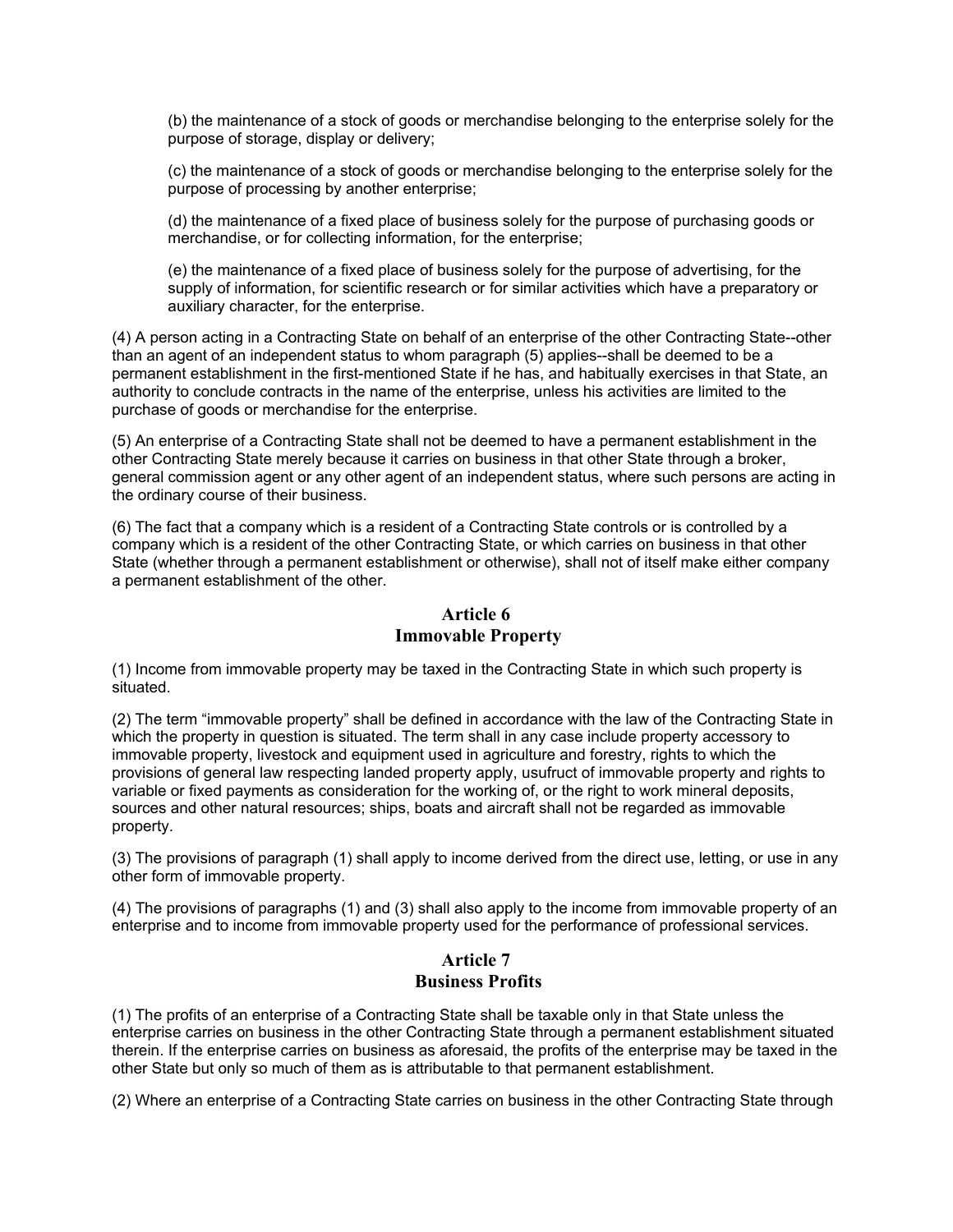(b) the maintenance of a stock of goods or merchandise belonging to the enterprise solely for the purpose of storage, display or delivery;

(c) the maintenance of a stock of goods or merchandise belonging to the enterprise solely for the purpose of processing by another enterprise;

(d) the maintenance of a fixed place of business solely for the purpose of purchasing goods or merchandise, or for collecting information, for the enterprise;

(e) the maintenance of a fixed place of business solely for the purpose of advertising, for the supply of information, for scientific research or for similar activities which have a preparatory or auxiliary character, for the enterprise.

(4) A person acting in a Contracting State on behalf of an enterprise of the other Contracting State--other than an agent of an independent status to whom paragraph (5) applies--shall be deemed to be a permanent establishment in the first-mentioned State if he has, and habitually exercises in that State, an authority to conclude contracts in the name of the enterprise, unless his activities are limited to the purchase of goods or merchandise for the enterprise.

(5) An enterprise of a Contracting State shall not be deemed to have a permanent establishment in the other Contracting State merely because it carries on business in that other State through a broker, general commission agent or any other agent of an independent status, where such persons are acting in the ordinary course of their business.

(6) The fact that a company which is a resident of a Contracting State controls or is controlled by a company which is a resident of the other Contracting State, or which carries on business in that other State (whether through a permanent establishment or otherwise), shall not of itself make either company a permanent establishment of the other.

## Article 6
## Immovable Property

(1) Income from immovable property may be taxed in the Contracting State in which such property is situated.

(2) The term "immovable property" shall be defined in accordance with the law of the Contracting State in which the property in question is situated. The term shall in any case include property accessory to immovable property, livestock and equipment used in agriculture and forestry, rights to which the provisions of general law respecting landed property apply, usufruct of immovable property and rights to variable or fixed payments as consideration for the working of, or the right to work mineral deposits, sources and other natural resources; ships, boats and aircraft shall not be regarded as immovable property.

(3) The provisions of paragraph (1) shall apply to income derived from the direct use, letting, or use in any other form of immovable property.

(4) The provisions of paragraphs (1) and (3) shall also apply to the income from immovable property of an enterprise and to income from immovable property used for the performance of professional services.

## Article 7
## Business Profits

(1) The profits of an enterprise of a Contracting State shall be taxable only in that State unless the enterprise carries on business in the other Contracting State through a permanent establishment situated therein. If the enterprise carries on business as aforesaid, the profits of the enterprise may be taxed in the other State but only so much of them as is attributable to that permanent establishment.

(2) Where an enterprise of a Contracting State carries on business in the other Contracting State through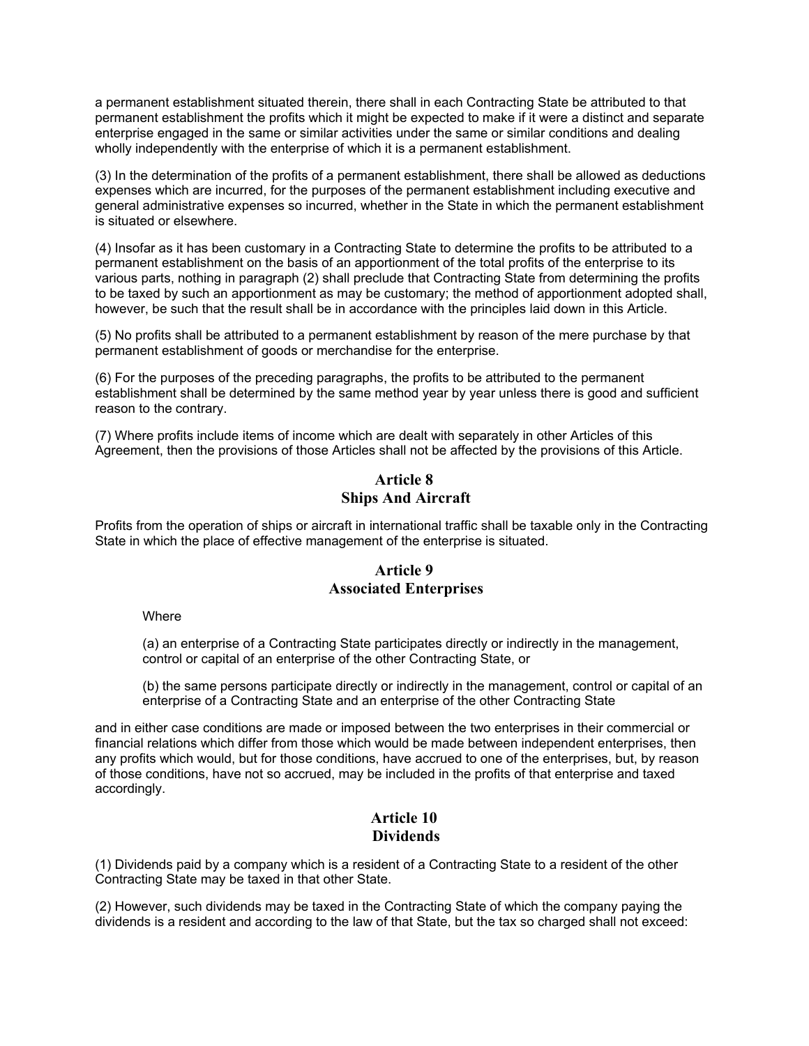a permanent establishment situated therein, there shall in each Contracting State be attributed to that permanent establishment the profits which it might be expected to make if it were a distinct and separate enterprise engaged in the same or similar activities under the same or similar conditions and dealing wholly independently with the enterprise of which it is a permanent establishment.

(3) In the determination of the profits of a permanent establishment, there shall be allowed as deductions expenses which are incurred, for the purposes of the permanent establishment including executive and general administrative expenses so incurred, whether in the State in which the permanent establishment is situated or elsewhere.

(4) Insofar as it has been customary in a Contracting State to determine the profits to be attributed to a permanent establishment on the basis of an apportionment of the total profits of the enterprise to its various parts, nothing in paragraph (2) shall preclude that Contracting State from determining the profits to be taxed by such an apportionment as may be customary; the method of apportionment adopted shall, however, be such that the result shall be in accordance with the principles laid down in this Article.

(5) No profits shall be attributed to a permanent establishment by reason of the mere purchase by that permanent establishment of goods or merchandise for the enterprise.

(6) For the purposes of the preceding paragraphs, the profits to be attributed to the permanent establishment shall be determined by the same method year by year unless there is good and sufficient reason to the contrary.

(7) Where profits include items of income which are dealt with separately in other Articles of this Agreement, then the provisions of those Articles shall not be affected by the provisions of this Article.

## Article 8
## Ships And Aircraft

Profits from the operation of ships or aircraft in international traffic shall be taxable only in the Contracting State in which the place of effective management of the enterprise is situated.

## Article 9
## Associated Enterprises

Where

(a) an enterprise of a Contracting State participates directly or indirectly in the management, control or capital of an enterprise of the other Contracting State, or

(b) the same persons participate directly or indirectly in the management, control or capital of an enterprise of a Contracting State and an enterprise of the other Contracting State

and in either case conditions are made or imposed between the two enterprises in their commercial or financial relations which differ from those which would be made between independent enterprises, then any profits which would, but for those conditions, have accrued to one of the enterprises, but, by reason of those conditions, have not so accrued, may be included in the profits of that enterprise and taxed accordingly.

## Article 10
## Dividends

(1) Dividends paid by a company which is a resident of a Contracting State to a resident of the other Contracting State may be taxed in that other State.

(2) However, such dividends may be taxed in the Contracting State of which the company paying the dividends is a resident and according to the law of that State, but the tax so charged shall not exceed: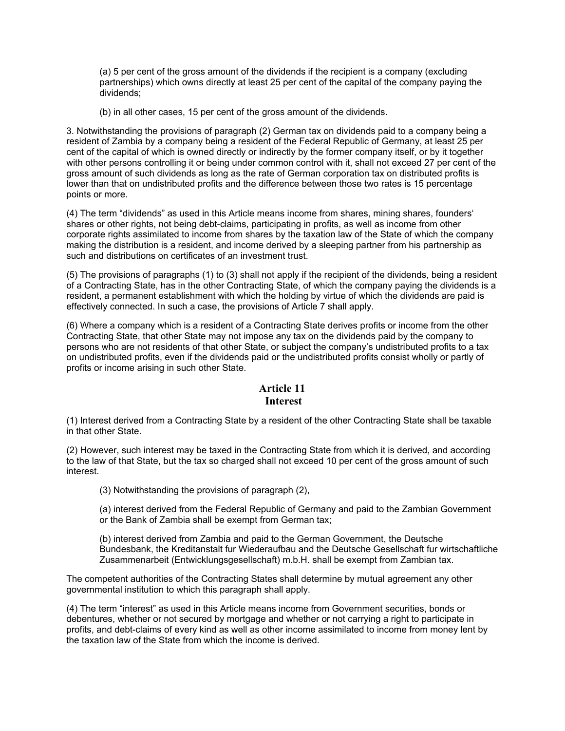(a) 5 per cent of the gross amount of the dividends if the recipient is a company (excluding partnerships) which owns directly at least 25 per cent of the capital of the company paying the dividends;

(b) in all other cases, 15 per cent of the gross amount of the dividends.

3. Notwithstanding the provisions of paragraph (2) German tax on dividends paid to a company being a resident of Zambia by a company being a resident of the Federal Republic of Germany, at least 25 per cent of the capital of which is owned directly or indirectly by the former company itself, or by it together with other persons controlling it or being under common control with it, shall not exceed 27 per cent of the gross amount of such dividends as long as the rate of German corporation tax on distributed profits is lower than that on undistributed profits and the difference between those two rates is 15 percentage points or more.

(4) The term "dividends" as used in this Article means income from shares, mining shares, founders' shares or other rights, not being debt-claims, participating in profits, as well as income from other corporate rights assimilated to income from shares by the taxation law of the State of which the company making the distribution is a resident, and income derived by a sleeping partner from his partnership as such and distributions on certificates of an investment trust.

(5) The provisions of paragraphs (1) to (3) shall not apply if the recipient of the dividends, being a resident of a Contracting State, has in the other Contracting State, of which the company paying the dividends is a resident, a permanent establishment with which the holding by virtue of which the dividends are paid is effectively connected. In such a case, the provisions of Article 7 shall apply.

(6) Where a company which is a resident of a Contracting State derives profits or income from the other Contracting State, that other State may not impose any tax on the dividends paid by the company to persons who are not residents of that other State, or subject the company's undistributed profits to a tax on undistributed profits, even if the dividends paid or the undistributed profits consist wholly or partly of profits or income arising in such other State.

## Article 11
## Interest

(1) Interest derived from a Contracting State by a resident of the other Contracting State shall be taxable in that other State.

(2) However, such interest may be taxed in the Contracting State from which it is derived, and according to the law of that State, but the tax so charged shall not exceed 10 per cent of the gross amount of such interest.

(3) Notwithstanding the provisions of paragraph (2),

(a) interest derived from the Federal Republic of Germany and paid to the Zambian Government or the Bank of Zambia shall be exempt from German tax;

(b) interest derived from Zambia and paid to the German Government, the Deutsche Bundesbank, the Kreditanstalt fur Wiederaufbau and the Deutsche Gesellschaft fur wirtschaftliche Zusammenarbeit (Entwicklungsgesellschaft) m.b.H. shall be exempt from Zambian tax.

The competent authorities of the Contracting States shall determine by mutual agreement any other governmental institution to which this paragraph shall apply.

(4) The term "interest" as used in this Article means income from Government securities, bonds or debentures, whether or not secured by mortgage and whether or not carrying a right to participate in profits, and debt-claims of every kind as well as other income assimilated to income from money lent by the taxation law of the State from which the income is derived.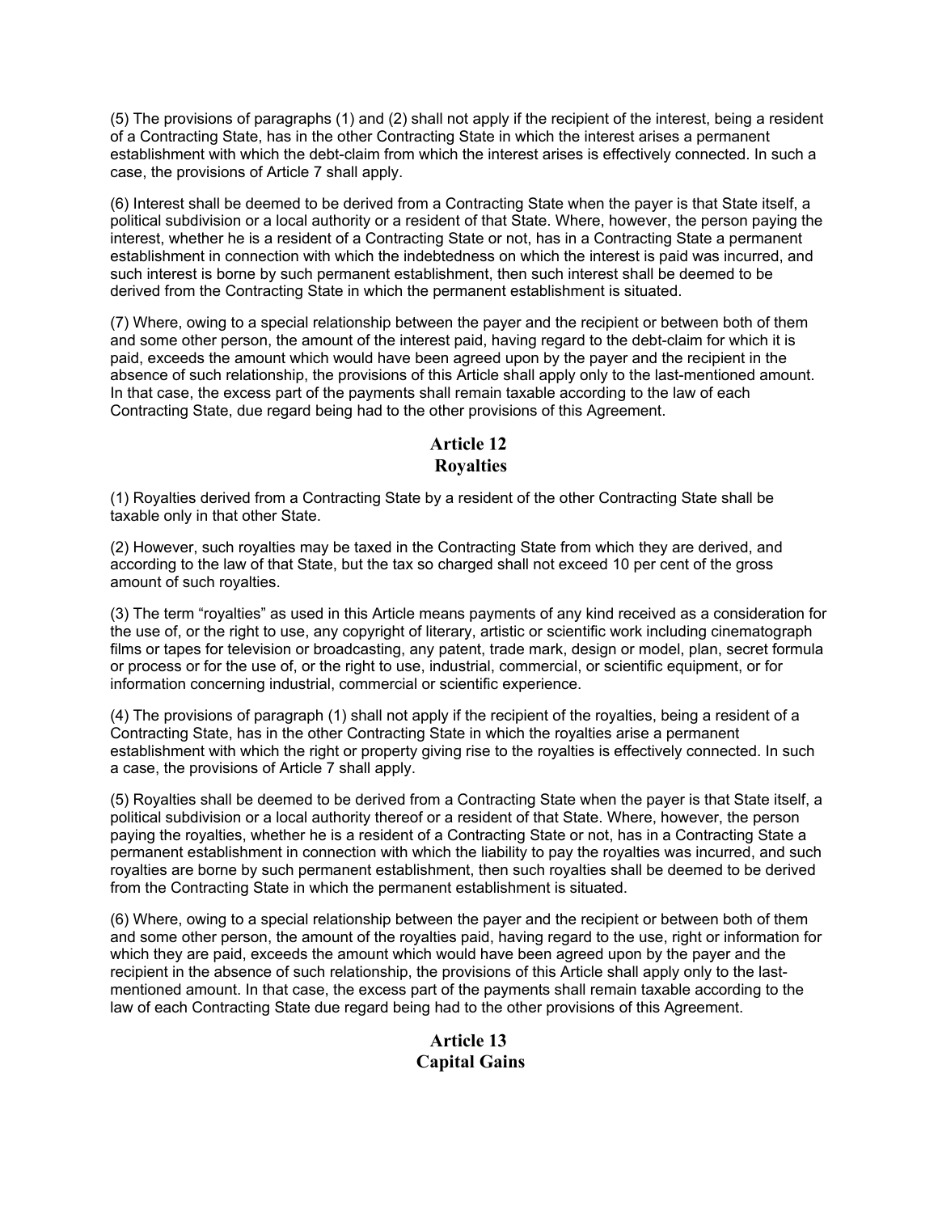(5) The provisions of paragraphs (1) and (2) shall not apply if the recipient of the interest, being a resident of a Contracting State, has in the other Contracting State in which the interest arises a permanent establishment with which the debt-claim from which the interest arises is effectively connected. In such a case, the provisions of Article 7 shall apply.

(6) Interest shall be deemed to be derived from a Contracting State when the payer is that State itself, a political subdivision or a local authority or a resident of that State. Where, however, the person paying the interest, whether he is a resident of a Contracting State or not, has in a Contracting State a permanent establishment in connection with which the indebtedness on which the interest is paid was incurred, and such interest is borne by such permanent establishment, then such interest shall be deemed to be derived from the Contracting State in which the permanent establishment is situated.

(7) Where, owing to a special relationship between the payer and the recipient or between both of them and some other person, the amount of the interest paid, having regard to the debt-claim for which it is paid, exceeds the amount which would have been agreed upon by the payer and the recipient in the absence of such relationship, the provisions of this Article shall apply only to the last-mentioned amount. In that case, the excess part of the payments shall remain taxable according to the law of each Contracting State, due regard being had to the other provisions of this Agreement.

## Article 12
## Royalties

(1) Royalties derived from a Contracting State by a resident of the other Contracting State shall be taxable only in that other State.

(2) However, such royalties may be taxed in the Contracting State from which they are derived, and according to the law of that State, but the tax so charged shall not exceed 10 per cent of the gross amount of such royalties.

(3) The term "royalties" as used in this Article means payments of any kind received as a consideration for the use of, or the right to use, any copyright of literary, artistic or scientific work including cinematograph films or tapes for television or broadcasting, any patent, trade mark, design or model, plan, secret formula or process or for the use of, or the right to use, industrial, commercial, or scientific equipment, or for information concerning industrial, commercial or scientific experience.

(4) The provisions of paragraph (1) shall not apply if the recipient of the royalties, being a resident of a Contracting State, has in the other Contracting State in which the royalties arise a permanent establishment with which the right or property giving rise to the royalties is effectively connected. In such a case, the provisions of Article 7 shall apply.

(5) Royalties shall be deemed to be derived from a Contracting State when the payer is that State itself, a political subdivision or a local authority thereof or a resident of that State. Where, however, the person paying the royalties, whether he is a resident of a Contracting State or not, has in a Contracting State a permanent establishment in connection with which the liability to pay the royalties was incurred, and such royalties are borne by such permanent establishment, then such royalties shall be deemed to be derived from the Contracting State in which the permanent establishment is situated.

(6) Where, owing to a special relationship between the payer and the recipient or between both of them and some other person, the amount of the royalties paid, having regard to the use, right or information for which they are paid, exceeds the amount which would have been agreed upon by the payer and the recipient in the absence of such relationship, the provisions of this Article shall apply only to the last-mentioned amount. In that case, the excess part of the payments shall remain taxable according to the law of each Contracting State due regard being had to the other provisions of this Agreement.

## Article 13
## Capital Gains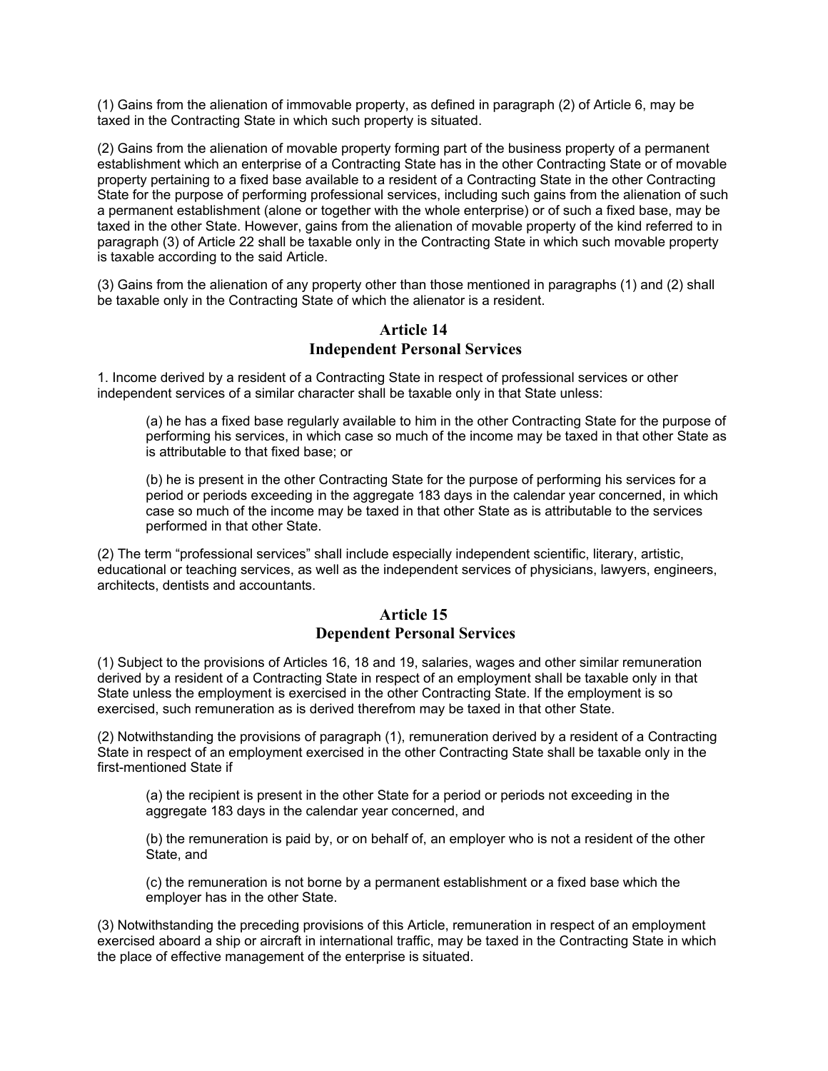(1) Gains from the alienation of immovable property, as defined in paragraph (2) of Article 6, may be taxed in the Contracting State in which such property is situated.

(2) Gains from the alienation of movable property forming part of the business property of a permanent establishment which an enterprise of a Contracting State has in the other Contracting State or of movable property pertaining to a fixed base available to a resident of a Contracting State in the other Contracting State for the purpose of performing professional services, including such gains from the alienation of such a permanent establishment (alone or together with the whole enterprise) or of such a fixed base, may be taxed in the other State. However, gains from the alienation of movable property of the kind referred to in paragraph (3) of Article 22 shall be taxable only in the Contracting State in which such movable property is taxable according to the said Article.

(3) Gains from the alienation of any property other than those mentioned in paragraphs (1) and (2) shall be taxable only in the Contracting State of which the alienator is a resident.

## Article 14
## Independent Personal Services

1. Income derived by a resident of a Contracting State in respect of professional services or other independent services of a similar character shall be taxable only in that State unless:

> (a) he has a fixed base regularly available to him in the other Contracting State for the purpose of performing his services, in which case so much of the income may be taxed in that other State as is attributable to that fixed base; or
>
> (b) he is present in the other Contracting State for the purpose of performing his services for a period or periods exceeding in the aggregate 183 days in the calendar year concerned, in which case so much of the income may be taxed in that other State as is attributable to the services performed in that other State.

(2) The term "professional services" shall include especially independent scientific, literary, artistic, educational or teaching services, as well as the independent services of physicians, lawyers, engineers, architects, dentists and accountants.

## Article 15
## Dependent Personal Services

(1) Subject to the provisions of Articles 16, 18 and 19, salaries, wages and other similar remuneration derived by a resident of a Contracting State in respect of an employment shall be taxable only in that State unless the employment is exercised in the other Contracting State. If the employment is so exercised, such remuneration as is derived therefrom may be taxed in that other State.

(2) Notwithstanding the provisions of paragraph (1), remuneration derived by a resident of a Contracting State in respect of an employment exercised in the other Contracting State shall be taxable only in the first-mentioned State if

> (a) the recipient is present in the other State for a period or periods not exceeding in the aggregate 183 days in the calendar year concerned, and
>
> (b) the remuneration is paid by, or on behalf of, an employer who is not a resident of the other State, and
>
> (c) the remuneration is not borne by a permanent establishment or a fixed base which the employer has in the other State.

(3) Notwithstanding the preceding provisions of this Article, remuneration in respect of an employment exercised aboard a ship or aircraft in international traffic, may be taxed in the Contracting State in which the place of effective management of the enterprise is situated.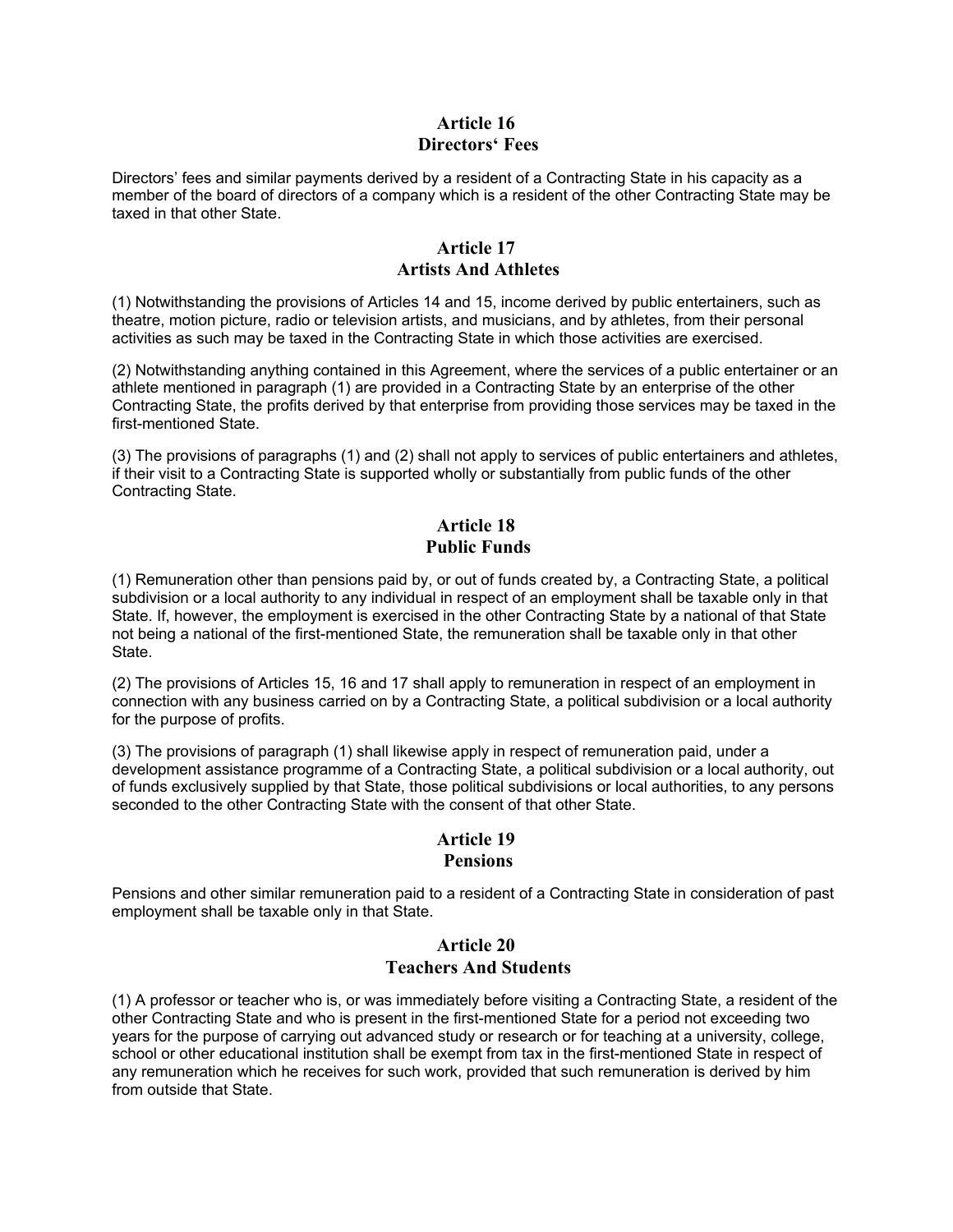## Article 16
## Directors' Fees

Directors' fees and similar payments derived by a resident of a Contracting State in his capacity as a member of the board of directors of a company which is a resident of the other Contracting State may be taxed in that other State.

## Article 17
## Artists And Athletes

(1) Notwithstanding the provisions of Articles 14 and 15, income derived by public entertainers, such as theatre, motion picture, radio or television artists, and musicians, and by athletes, from their personal activities as such may be taxed in the Contracting State in which those activities are exercised.

(2) Notwithstanding anything contained in this Agreement, where the services of a public entertainer or an athlete mentioned in paragraph (1) are provided in a Contracting State by an enterprise of the other Contracting State, the profits derived by that enterprise from providing those services may be taxed in the first-mentioned State.

(3) The provisions of paragraphs (1) and (2) shall not apply to services of public entertainers and athletes, if their visit to a Contracting State is supported wholly or substantially from public funds of the other Contracting State.

## Article 18
## Public Funds

(1) Remuneration other than pensions paid by, or out of funds created by, a Contracting State, a political subdivision or a local authority to any individual in respect of an employment shall be taxable only in that State. If, however, the employment is exercised in the other Contracting State by a national of that State not being a national of the first-mentioned State, the remuneration shall be taxable only in that other State.

(2) The provisions of Articles 15, 16 and 17 shall apply to remuneration in respect of an employment in connection with any business carried on by a Contracting State, a political subdivision or a local authority for the purpose of profits.

(3) The provisions of paragraph (1) shall likewise apply in respect of remuneration paid, under a development assistance programme of a Contracting State, a political subdivision or a local authority, out of funds exclusively supplied by that State, those political subdivisions or local authorities, to any persons seconded to the other Contracting State with the consent of that other State.

## Article 19
## Pensions

Pensions and other similar remuneration paid to a resident of a Contracting State in consideration of past employment shall be taxable only in that State.

## Article 20
## Teachers And Students

(1) A professor or teacher who is, or was immediately before visiting a Contracting State, a resident of the other Contracting State and who is present in the first-mentioned State for a period not exceeding two years for the purpose of carrying out advanced study or research or for teaching at a university, college, school or other educational institution shall be exempt from tax in the first-mentioned State in respect of any remuneration which he receives for such work, provided that such remuneration is derived by him from outside that State.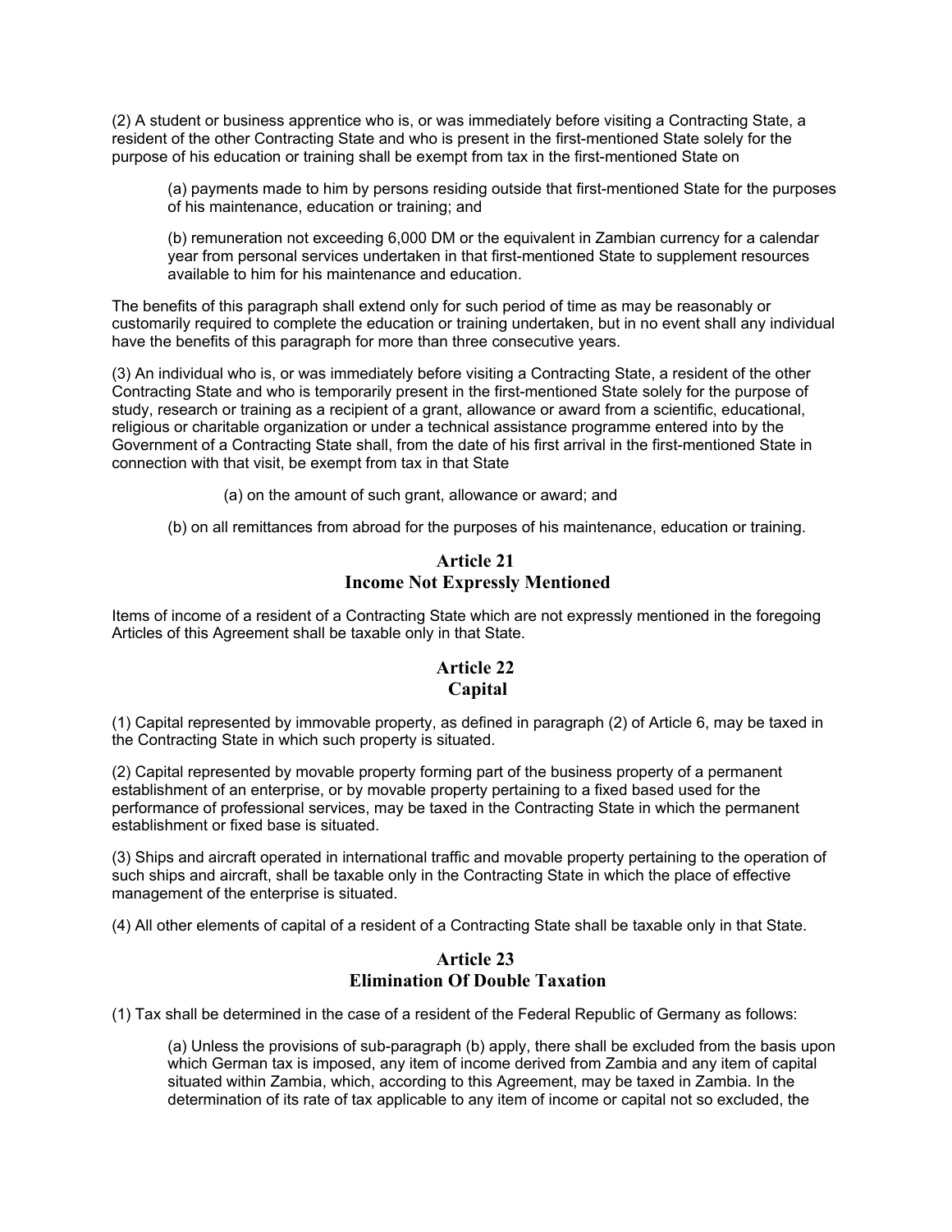(2) A student or business apprentice who is, or was immediately before visiting a Contracting State, a resident of the other Contracting State and who is present in the first-mentioned State solely for the purpose of his education or training shall be exempt from tax in the first-mentioned State on

(a) payments made to him by persons residing outside that first-mentioned State for the purposes of his maintenance, education or training; and

(b) remuneration not exceeding 6,000 DM or the equivalent in Zambian currency for a calendar year from personal services undertaken in that first-mentioned State to supplement resources available to him for his maintenance and education.

The benefits of this paragraph shall extend only for such period of time as may be reasonably or customarily required to complete the education or training undertaken, but in no event shall any individual have the benefits of this paragraph for more than three consecutive years.

(3) An individual who is, or was immediately before visiting a Contracting State, a resident of the other Contracting State and who is temporarily present in the first-mentioned State solely for the purpose of study, research or training as a recipient of a grant, allowance or award from a scientific, educational, religious or charitable organization or under a technical assistance programme entered into by the Government of a Contracting State shall, from the date of his first arrival in the first-mentioned State in connection with that visit, be exempt from tax in that State

(a) on the amount of such grant, allowance or award; and

(b) on all remittances from abroad for the purposes of his maintenance, education or training.

## Article 21
## Income Not Expressly Mentioned

Items of income of a resident of a Contracting State which are not expressly mentioned in the foregoing Articles of this Agreement shall be taxable only in that State.

## Article 22
## Capital

(1) Capital represented by immovable property, as defined in paragraph (2) of Article 6, may be taxed in the Contracting State in which such property is situated.

(2) Capital represented by movable property forming part of the business property of a permanent establishment of an enterprise, or by movable property pertaining to a fixed based used for the performance of professional services, may be taxed in the Contracting State in which the permanent establishment or fixed base is situated.

(3) Ships and aircraft operated in international traffic and movable property pertaining to the operation of such ships and aircraft, shall be taxable only in the Contracting State in which the place of effective management of the enterprise is situated.

(4) All other elements of capital of a resident of a Contracting State shall be taxable only in that State.

## Article 23
## Elimination Of Double Taxation

(1) Tax shall be determined in the case of a resident of the Federal Republic of Germany as follows:

(a) Unless the provisions of sub-paragraph (b) apply, there shall be excluded from the basis upon which German tax is imposed, any item of income derived from Zambia and any item of capital situated within Zambia, which, according to this Agreement, may be taxed in Zambia. In the determination of its rate of tax applicable to any item of income or capital not so excluded, the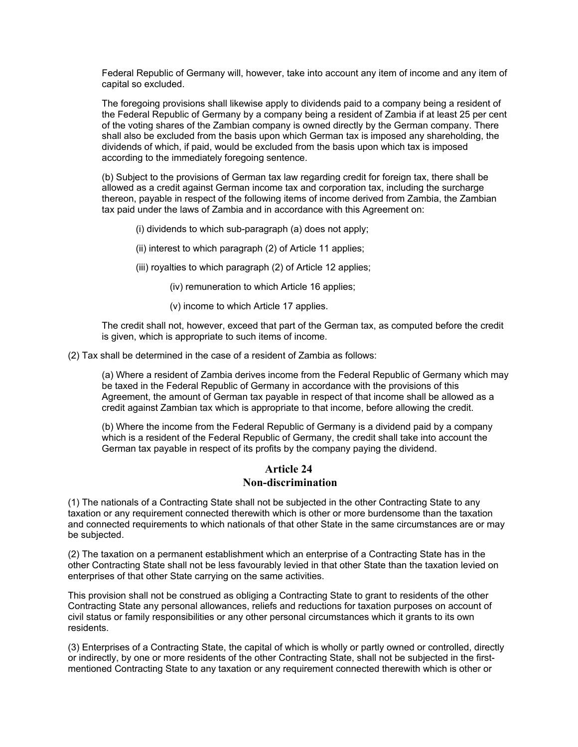Federal Republic of Germany will, however, take into account any item of income and any item of capital so excluded.

The foregoing provisions shall likewise apply to dividends paid to a company being a resident of the Federal Republic of Germany by a company being a resident of Zambia if at least 25 per cent of the voting shares of the Zambian company is owned directly by the German company. There shall also be excluded from the basis upon which German tax is imposed any shareholding, the dividends of which, if paid, would be excluded from the basis upon which tax is imposed according to the immediately foregoing sentence.

(b) Subject to the provisions of German tax law regarding credit for foreign tax, there shall be allowed as a credit against German income tax and corporation tax, including the surcharge thereon, payable in respect of the following items of income derived from Zambia, the Zambian tax paid under the laws of Zambia and in accordance with this Agreement on:

(i) dividends to which sub-paragraph (a) does not apply;

(ii) interest to which paragraph (2) of Article 11 applies;

(iii) royalties to which paragraph (2) of Article 12 applies;

(iv) remuneration to which Article 16 applies;

(v) income to which Article 17 applies.

The credit shall not, however, exceed that part of the German tax, as computed before the credit is given, which is appropriate to such items of income.

(2) Tax shall be determined in the case of a resident of Zambia as follows:

(a) Where a resident of Zambia derives income from the Federal Republic of Germany which may be taxed in the Federal Republic of Germany in accordance with the provisions of this Agreement, the amount of German tax payable in respect of that income shall be allowed as a credit against Zambian tax which is appropriate to that income, before allowing the credit.

(b) Where the income from the Federal Republic of Germany is a dividend paid by a company which is a resident of the Federal Republic of Germany, the credit shall take into account the German tax payable in respect of its profits by the company paying the dividend.

## Article 24
## Non-discrimination

(1) The nationals of a Contracting State shall not be subjected in the other Contracting State to any taxation or any requirement connected therewith which is other or more burdensome than the taxation and connected requirements to which nationals of that other State in the same circumstances are or may be subjected.

(2) The taxation on a permanent establishment which an enterprise of a Contracting State has in the other Contracting State shall not be less favourably levied in that other State than the taxation levied on enterprises of that other State carrying on the same activities.

This provision shall not be construed as obliging a Contracting State to grant to residents of the other Contracting State any personal allowances, reliefs and reductions for taxation purposes on account of civil status or family responsibilities or any other personal circumstances which it grants to its own residents.

(3) Enterprises of a Contracting State, the capital of which is wholly or partly owned or controlled, directly or indirectly, by one or more residents of the other Contracting State, shall not be subjected in the first-mentioned Contracting State to any taxation or any requirement connected therewith which is other or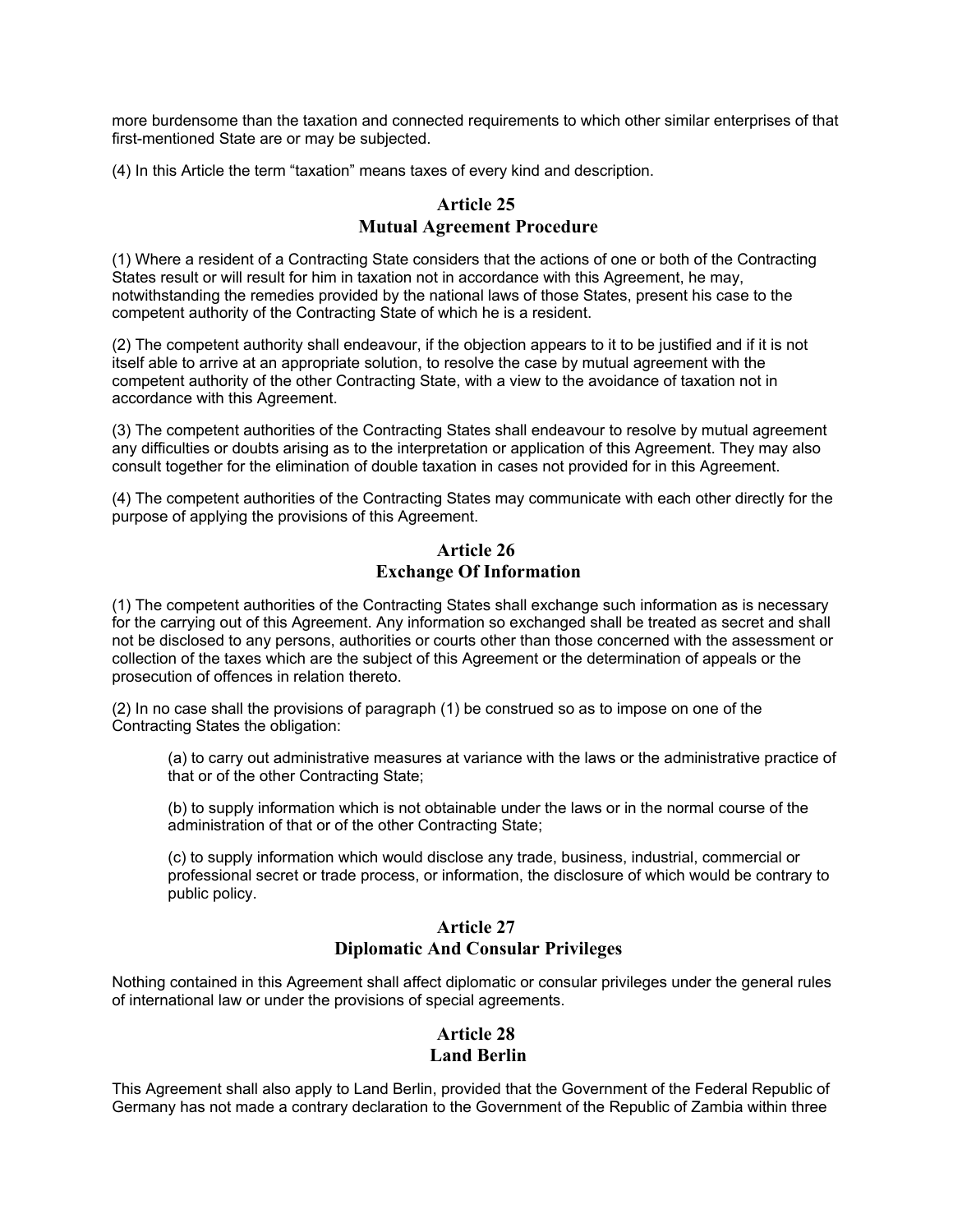more burdensome than the taxation and connected requirements to which other similar enterprises of that first-mentioned State are or may be subjected.

(4) In this Article the term "taxation" means taxes of every kind and description.

## Article 25
## Mutual Agreement Procedure

(1) Where a resident of a Contracting State considers that the actions of one or both of the Contracting States result or will result for him in taxation not in accordance with this Agreement, he may, notwithstanding the remedies provided by the national laws of those States, present his case to the competent authority of the Contracting State of which he is a resident.

(2) The competent authority shall endeavour, if the objection appears to it to be justified and if it is not itself able to arrive at an appropriate solution, to resolve the case by mutual agreement with the competent authority of the other Contracting State, with a view to the avoidance of taxation not in accordance with this Agreement.

(3) The competent authorities of the Contracting States shall endeavour to resolve by mutual agreement any difficulties or doubts arising as to the interpretation or application of this Agreement. They may also consult together for the elimination of double taxation in cases not provided for in this Agreement.

(4) The competent authorities of the Contracting States may communicate with each other directly for the purpose of applying the provisions of this Agreement.

## Article 26
## Exchange Of Information

(1) The competent authorities of the Contracting States shall exchange such information as is necessary for the carrying out of this Agreement. Any information so exchanged shall be treated as secret and shall not be disclosed to any persons, authorities or courts other than those concerned with the assessment or collection of the taxes which are the subject of this Agreement or the determination of appeals or the prosecution of offences in relation thereto.

(2) In no case shall the provisions of paragraph (1) be construed so as to impose on one of the Contracting States the obligation:

> (a) to carry out administrative measures at variance with the laws or the administrative practice of that or of the other Contracting State;
>
> (b) to supply information which is not obtainable under the laws or in the normal course of the administration of that or of the other Contracting State;
>
> (c) to supply information which would disclose any trade, business, industrial, commercial or professional secret or trade process, or information, the disclosure of which would be contrary to public policy.

## Article 27
## Diplomatic And Consular Privileges

Nothing contained in this Agreement shall affect diplomatic or consular privileges under the general rules of international law or under the provisions of special agreements.

## Article 28
## Land Berlin

This Agreement shall also apply to Land Berlin, provided that the Government of the Federal Republic of Germany has not made a contrary declaration to the Government of the Republic of Zambia within three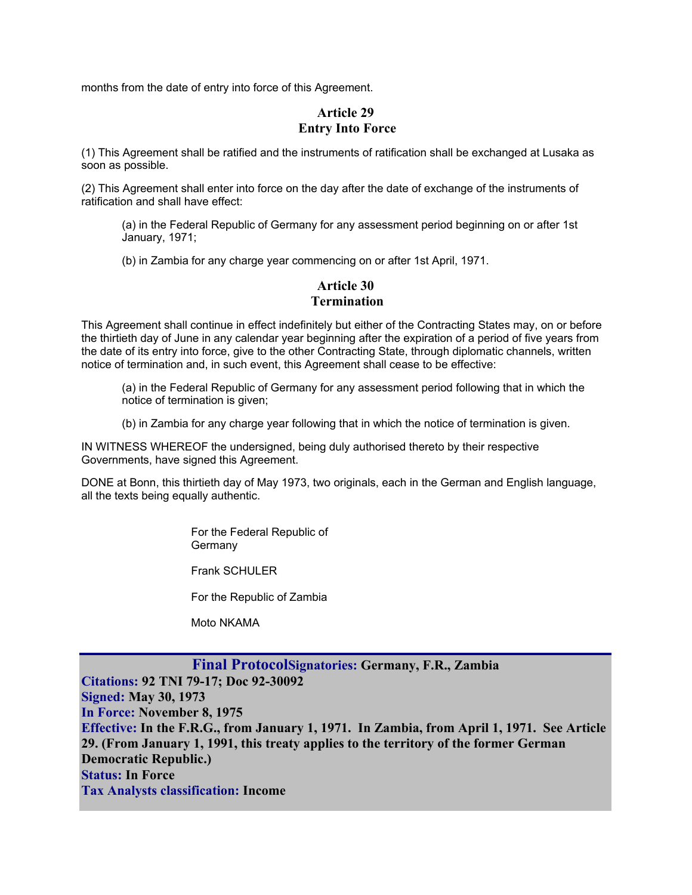months from the date of entry into force of this Agreement.

## Article 29
## Entry Into Force

(1) This Agreement shall be ratified and the instruments of ratification shall be exchanged at Lusaka as soon as possible.

(2) This Agreement shall enter into force on the day after the date of exchange of the instruments of ratification and shall have effect:

> (a) in the Federal Republic of Germany for any assessment period beginning on or after 1st January, 1971;
>
> (b) in Zambia for any charge year commencing on or after 1st April, 1971.

## Article 30
## Termination

This Agreement shall continue in effect indefinitely but either of the Contracting States may, on or before the thirtieth day of June in any calendar year beginning after the expiration of a period of five years from the date of its entry into force, give to the other Contracting State, through diplomatic channels, written notice of termination and, in such event, this Agreement shall cease to be effective:

> (a) in the Federal Republic of Germany for any assessment period following that in which the notice of termination is given;
>
> (b) in Zambia for any charge year following that in which the notice of termination is given.

IN WITNESS WHEREOF the undersigned, being duly authorised thereto by their respective Governments, have signed this Agreement.

DONE at Bonn, this thirtieth day of May 1973, two originals, each in the German and English language, all the texts being equally authentic.

For the Federal Republic of Germany

Frank SCHULER

For the Republic of Zambia

Moto NKAMA

---

**Final Protocol** **Signatories:** Germany, F.R., Zambia
**Citations:** 92 TNI 79-17; Doc 92-30092
**Signed:** May 30, 1973
**In Force:** November 8, 1975
**Effective:** In the F.R.G., from January 1, 1971. In Zambia, from April 1, 1971. See Article 29. (From January 1, 1991, this treaty applies to the territory of the former German Democratic Republic.)
**Status:** In Force
**Tax Analysts classification:** Income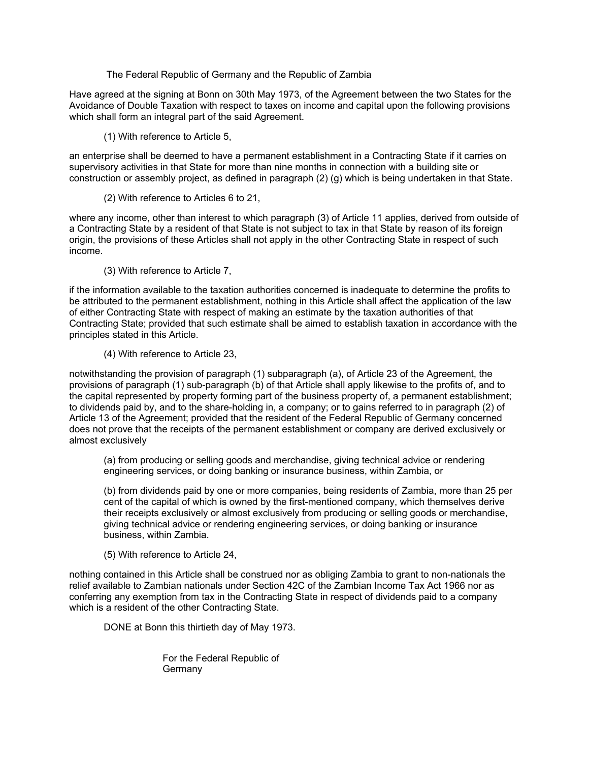The Federal Republic of Germany and the Republic of Zambia

Have agreed at the signing at Bonn on 30th May 1973, of the Agreement between the two States for the Avoidance of Double Taxation with respect to taxes on income and capital upon the following provisions which shall form an integral part of the said Agreement.

(1) With reference to Article 5,

an enterprise shall be deemed to have a permanent establishment in a Contracting State if it carries on supervisory activities in that State for more than nine months in connection with a building site or construction or assembly project, as defined in paragraph (2) (g) which is being undertaken in that State.

(2) With reference to Articles 6 to 21,

where any income, other than interest to which paragraph (3) of Article 11 applies, derived from outside of a Contracting State by a resident of that State is not subject to tax in that State by reason of its foreign origin, the provisions of these Articles shall not apply in the other Contracting State in respect of such income.

(3) With reference to Article 7,

if the information available to the taxation authorities concerned is inadequate to determine the profits to be attributed to the permanent establishment, nothing in this Article shall affect the application of the law of either Contracting State with respect of making an estimate by the taxation authorities of that Contracting State; provided that such estimate shall be aimed to establish taxation in accordance with the principles stated in this Article.

(4) With reference to Article 23,

notwithstanding the provision of paragraph (1) subparagraph (a), of Article 23 of the Agreement, the provisions of paragraph (1) sub-paragraph (b) of that Article shall apply likewise to the profits of, and to the capital represented by property forming part of the business property of, a permanent establishment; to dividends paid by, and to the share-holding in, a company; or to gains referred to in paragraph (2) of Article 13 of the Agreement; provided that the resident of the Federal Republic of Germany concerned does not prove that the receipts of the permanent establishment or company are derived exclusively or almost exclusively

(a) from producing or selling goods and merchandise, giving technical advice or rendering engineering services, or doing banking or insurance business, within Zambia, or

(b) from dividends paid by one or more companies, being residents of Zambia, more than 25 per cent of the capital of which is owned by the first-mentioned company, which themselves derive their receipts exclusively or almost exclusively from producing or selling goods or merchandise, giving technical advice or rendering engineering services, or doing banking or insurance business, within Zambia.

(5) With reference to Article 24,

nothing contained in this Article shall be construed nor as obliging Zambia to grant to non-nationals the relief available to Zambian nationals under Section 42C of the Zambian Income Tax Act 1966 nor as conferring any exemption from tax in the Contracting State in respect of dividends paid to a company which is a resident of the other Contracting State.

DONE at Bonn this thirtieth day of May 1973.

For the Federal Republic of Germany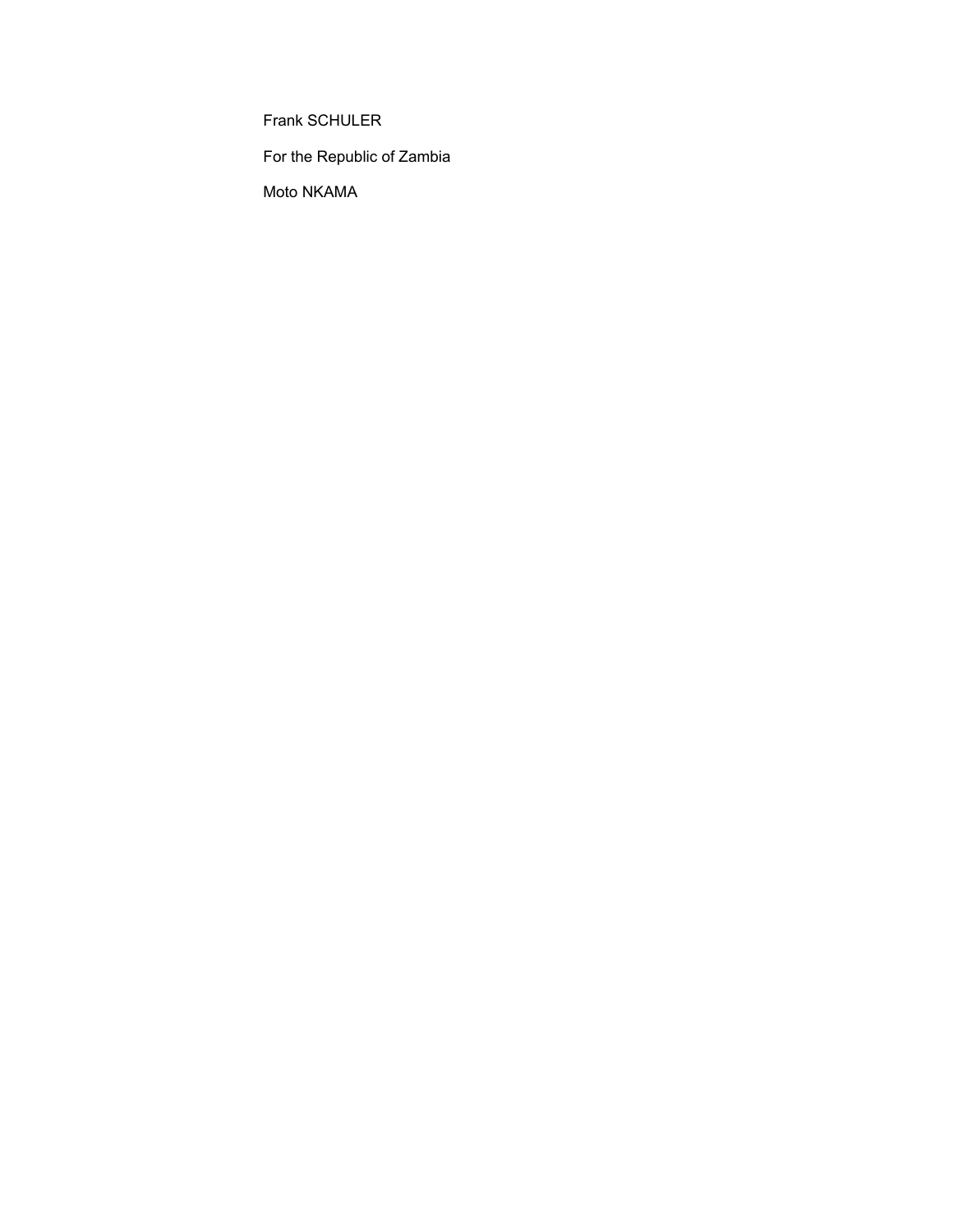Frank SCHULER

For the Republic of Zambia

Moto NKAMA